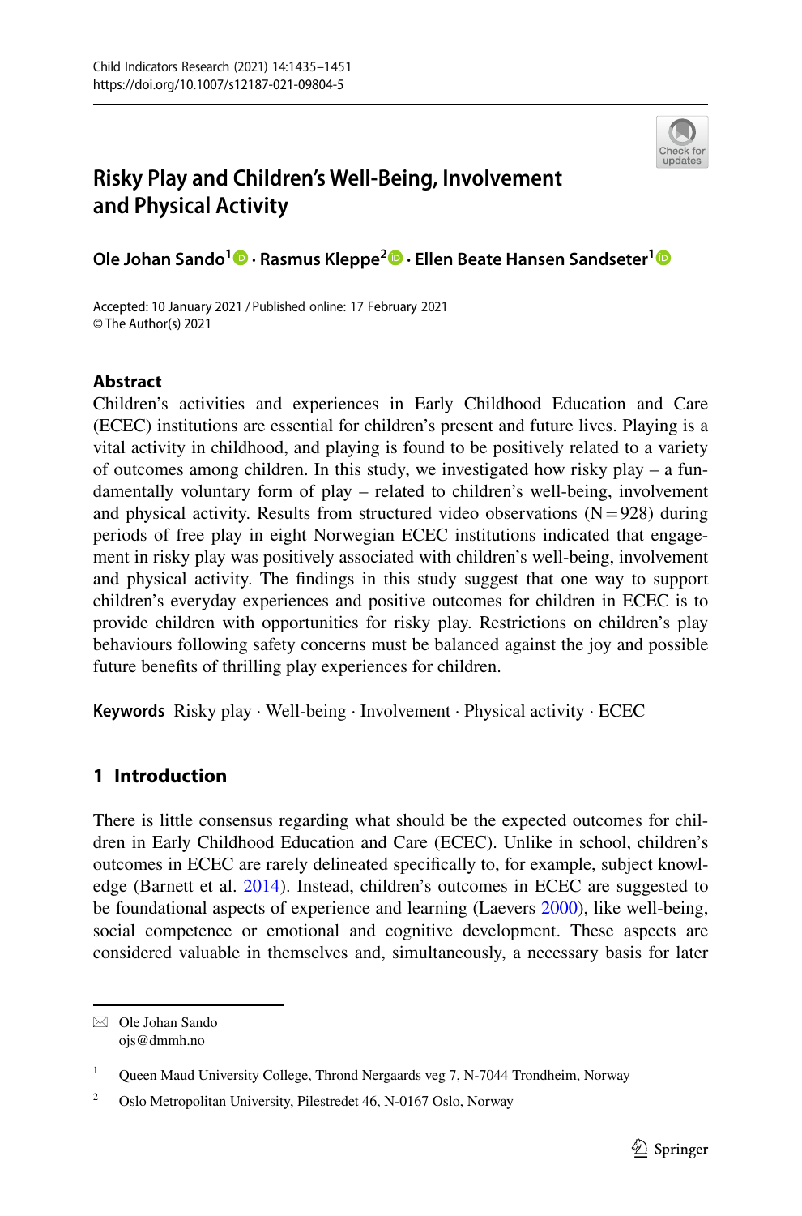# Risky Play and Children's Well-Being, Involvement and Physical Activity

**Ole Johan Sando[1] · Rasmus Kleppe[2] · Ellen Beate Hansen Sandseter[1]**

Accepted: 10 January 2021 / Published online: 17 February 2021
© The Author(s) 2021

## Abstract

Children's activities and experiences in Early Childhood Education and Care (ECEC) institutions are essential for children's present and future lives. Playing is a vital activity in childhood, and playing is found to be positively related to a variety of outcomes among children. In this study, we investigated how risky play – a fundamentally voluntary form of play – related to children's well-being, involvement and physical activity. Results from structured video observations (N = 928) during periods of free play in eight Norwegian ECEC institutions indicated that engagement in risky play was positively associated with children's well-being, involvement and physical activity. The findings in this study suggest that one way to support children's everyday experiences and positive outcomes for children in ECEC is to provide children with opportunities for risky play. Restrictions on children's play behaviours following safety concerns must be balanced against the joy and possible future benefits of thrilling play experiences for children.

**Keywords** Risky play · Well-being · Involvement · Physical activity · ECEC

## 1 Introduction

There is little consensus regarding what should be the expected outcomes for children in Early Childhood Education and Care (ECEC). Unlike in school, children's outcomes in ECEC are rarely delineated specifically to, for example, subject knowledge (Barnett et al. 2014). Instead, children's outcomes in ECEC are suggested to be foundational aspects of experience and learning (Laevers 2000), like well-being, social competence or emotional and cognitive development. These aspects are considered valuable in themselves and, simultaneously, a necessary basis for later

---

✉ Ole Johan Sando
ojs@dmmh.no

[1] Queen Maud University College, Thrond Nergaards veg 7, N-7044 Trondheim, Norway

[2] Oslo Metropolitan University, Pilestredet 46, N-0167 Oslo, Norway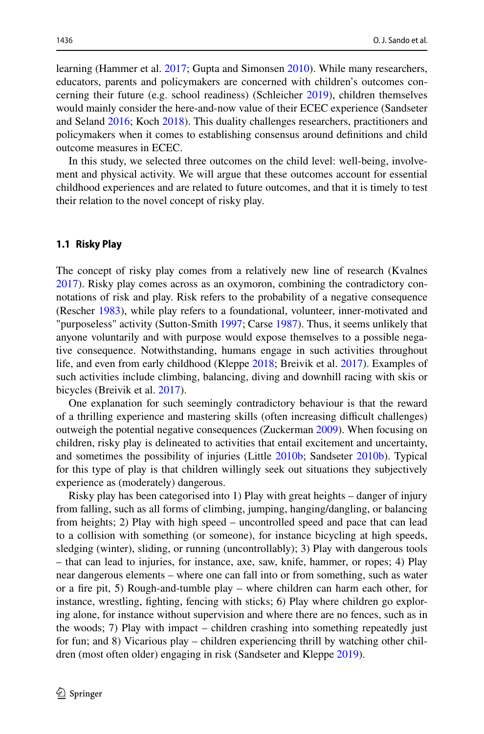learning (Hammer et al. 2017; Gupta and Simonsen 2010). While many researchers, educators, parents and policymakers are concerned with children's outcomes concerning their future (e.g. school readiness) (Schleicher 2019), children themselves would mainly consider the here-and-now value of their ECEC experience (Sandseter and Seland 2016; Koch 2018). This duality challenges researchers, practitioners and policymakers when it comes to establishing consensus around definitions and child outcome measures in ECEC.

In this study, we selected three outcomes on the child level: well-being, involvement and physical activity. We will argue that these outcomes account for essential childhood experiences and are related to future outcomes, and that it is timely to test their relation to the novel concept of risky play.

### 1.1 Risky Play

The concept of risky play comes from a relatively new line of research (Kvalnes 2017). Risky play comes across as an oxymoron, combining the contradictory connotations of risk and play. Risk refers to the probability of a negative consequence (Rescher 1983), while play refers to a foundational, volunteer, inner-motivated and "purposeless" activity (Sutton-Smith 1997; Carse 1987). Thus, it seems unlikely that anyone voluntarily and with purpose would expose themselves to a possible negative consequence. Notwithstanding, humans engage in such activities throughout life, and even from early childhood (Kleppe 2018; Breivik et al. 2017). Examples of such activities include climbing, balancing, diving and downhill racing with skis or bicycles (Breivik et al. 2017).

One explanation for such seemingly contradictory behaviour is that the reward of a thrilling experience and mastering skills (often increasing difficult challenges) outweigh the potential negative consequences (Zuckerman 2009). When focusing on children, risky play is delineated to activities that entail excitement and uncertainty, and sometimes the possibility of injuries (Little 2010b; Sandseter 2010b). Typical for this type of play is that children willingly seek out situations they subjectively experience as (moderately) dangerous.

Risky play has been categorised into 1) Play with great heights – danger of injury from falling, such as all forms of climbing, jumping, hanging/dangling, or balancing from heights; 2) Play with high speed – uncontrolled speed and pace that can lead to a collision with something (or someone), for instance bicycling at high speeds, sledging (winter), sliding, or running (uncontrollably); 3) Play with dangerous tools – that can lead to injuries, for instance, axe, saw, knife, hammer, or ropes; 4) Play near dangerous elements – where one can fall into or from something, such as water or a fire pit, 5) Rough-and-tumble play – where children can harm each other, for instance, wrestling, fighting, fencing with sticks; 6) Play where children go exploring alone, for instance without supervision and where there are no fences, such as in the woods; 7) Play with impact – children crashing into something repeatedly just for fun; and 8) Vicarious play – children experiencing thrill by watching other children (most often older) engaging in risk (Sandseter and Kleppe 2019).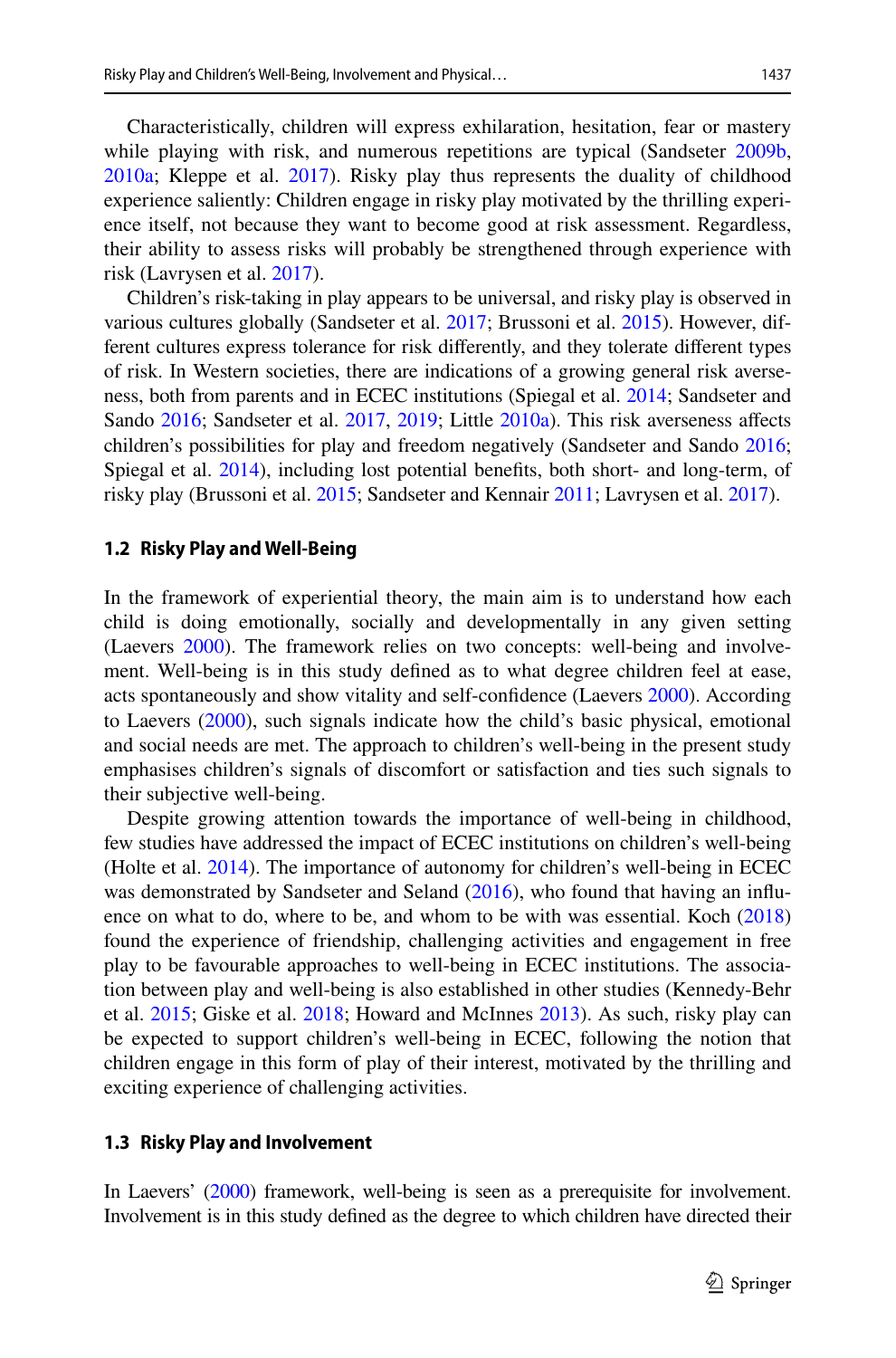Characteristically, children will express exhilaration, hesitation, fear or mastery while playing with risk, and numerous repetitions are typical (Sandseter 2009b, 2010a; Kleppe et al. 2017). Risky play thus represents the duality of childhood experience saliently: Children engage in risky play motivated by the thrilling experience itself, not because they want to become good at risk assessment. Regardless, their ability to assess risks will probably be strengthened through experience with risk (Lavrysen et al. 2017).

Children's risk-taking in play appears to be universal, and risky play is observed in various cultures globally (Sandseter et al. 2017; Brussoni et al. 2015). However, different cultures express tolerance for risk differently, and they tolerate different types of risk. In Western societies, there are indications of a growing general risk averseness, both from parents and in ECEC institutions (Spiegal et al. 2014; Sandseter and Sando 2016; Sandseter et al. 2017, 2019; Little 2010a). This risk averseness affects children's possibilities for play and freedom negatively (Sandseter and Sando 2016; Spiegal et al. 2014), including lost potential benefits, both short- and long-term, of risky play (Brussoni et al. 2015; Sandseter and Kennair 2011; Lavrysen et al. 2017).

### 1.2 Risky Play and Well-Being

In the framework of experiential theory, the main aim is to understand how each child is doing emotionally, socially and developmentally in any given setting (Laevers 2000). The framework relies on two concepts: well-being and involvement. Well-being is in this study defined as to what degree children feel at ease, acts spontaneously and show vitality and self-confidence (Laevers 2000). According to Laevers (2000), such signals indicate how the child's basic physical, emotional and social needs are met. The approach to children's well-being in the present study emphasises children's signals of discomfort or satisfaction and ties such signals to their subjective well-being.

Despite growing attention towards the importance of well-being in childhood, few studies have addressed the impact of ECEC institutions on children's well-being (Holte et al. 2014). The importance of autonomy for children's well-being in ECEC was demonstrated by Sandseter and Seland (2016), who found that having an influence on what to do, where to be, and whom to be with was essential. Koch (2018) found the experience of friendship, challenging activities and engagement in free play to be favourable approaches to well-being in ECEC institutions. The association between play and well-being is also established in other studies (Kennedy-Behr et al. 2015; Giske et al. 2018; Howard and McInnes 2013). As such, risky play can be expected to support children's well-being in ECEC, following the notion that children engage in this form of play of their interest, motivated by the thrilling and exciting experience of challenging activities.

### 1.3 Risky Play and Involvement

In Laevers' (2000) framework, well-being is seen as a prerequisite for involvement. Involvement is in this study defined as the degree to which children have directed their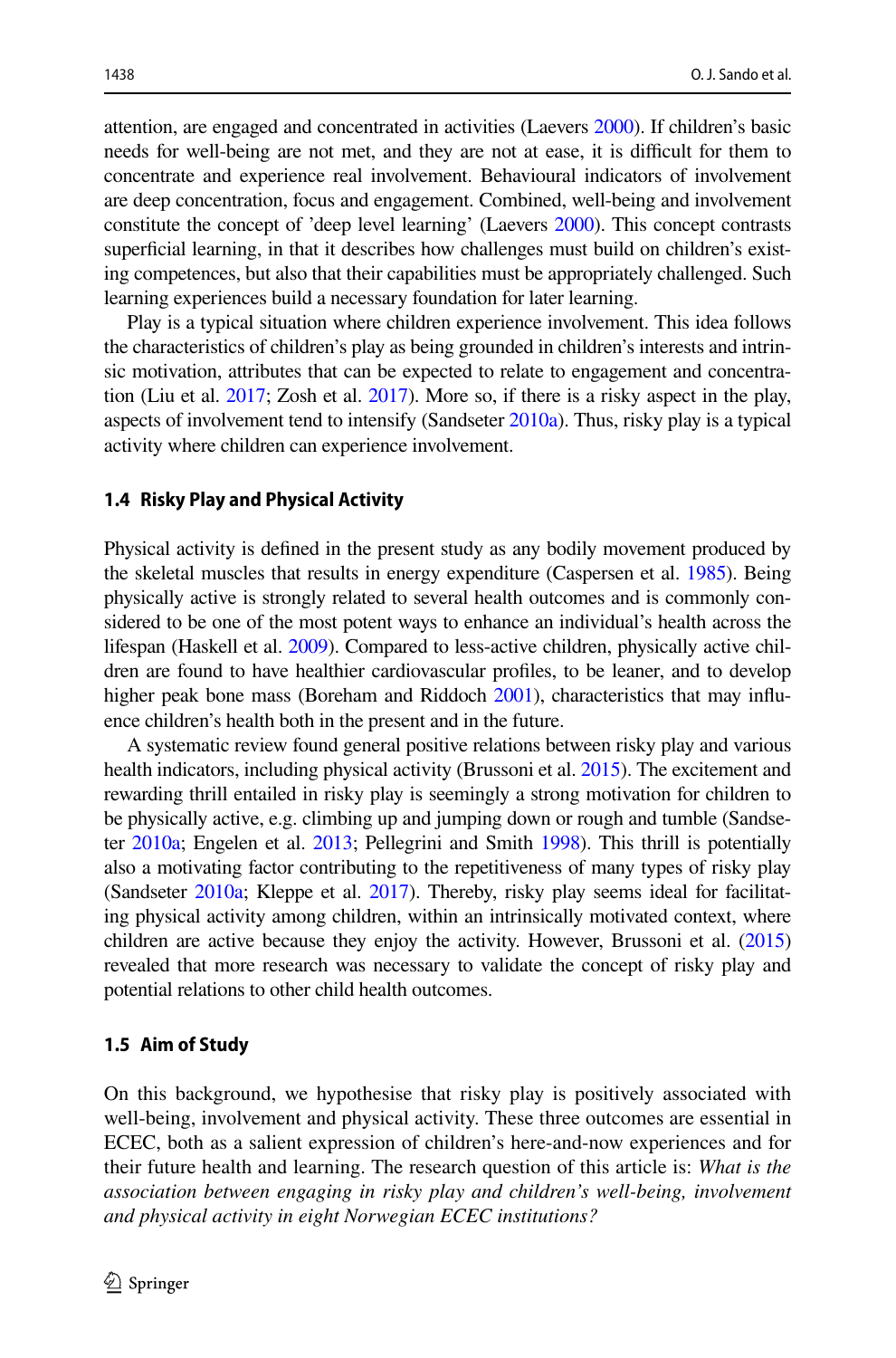attention, are engaged and concentrated in activities (Laevers 2000). If children's basic needs for well-being are not met, and they are not at ease, it is difficult for them to concentrate and experience real involvement. Behavioural indicators of involvement are deep concentration, focus and engagement. Combined, well-being and involvement constitute the concept of 'deep level learning' (Laevers 2000). This concept contrasts superficial learning, in that it describes how challenges must build on children's existing competences, but also that their capabilities must be appropriately challenged. Such learning experiences build a necessary foundation for later learning.

Play is a typical situation where children experience involvement. This idea follows the characteristics of children's play as being grounded in children's interests and intrinsic motivation, attributes that can be expected to relate to engagement and concentration (Liu et al. 2017; Zosh et al. 2017). More so, if there is a risky aspect in the play, aspects of involvement tend to intensify (Sandseter 2010a). Thus, risky play is a typical activity where children can experience involvement.

### 1.4 Risky Play and Physical Activity

Physical activity is defined in the present study as any bodily movement produced by the skeletal muscles that results in energy expenditure (Caspersen et al. 1985). Being physically active is strongly related to several health outcomes and is commonly considered to be one of the most potent ways to enhance an individual's health across the lifespan (Haskell et al. 2009). Compared to less-active children, physically active children are found to have healthier cardiovascular profiles, to be leaner, and to develop higher peak bone mass (Boreham and Riddoch 2001), characteristics that may influence children's health both in the present and in the future.

A systematic review found general positive relations between risky play and various health indicators, including physical activity (Brussoni et al. 2015). The excitement and rewarding thrill entailed in risky play is seemingly a strong motivation for children to be physically active, e.g. climbing up and jumping down or rough and tumble (Sandseter 2010a; Engelen et al. 2013; Pellegrini and Smith 1998). This thrill is potentially also a motivating factor contributing to the repetitiveness of many types of risky play (Sandseter 2010a; Kleppe et al. 2017). Thereby, risky play seems ideal for facilitating physical activity among children, within an intrinsically motivated context, where children are active because they enjoy the activity. However, Brussoni et al. (2015) revealed that more research was necessary to validate the concept of risky play and potential relations to other child health outcomes.

### 1.5 Aim of Study

On this background, we hypothesise that risky play is positively associated with well-being, involvement and physical activity. These three outcomes are essential in ECEC, both as a salient expression of children's here-and-now experiences and for their future health and learning. The research question of this article is: *What is the association between engaging in risky play and children's well-being, involvement and physical activity in eight Norwegian ECEC institutions?*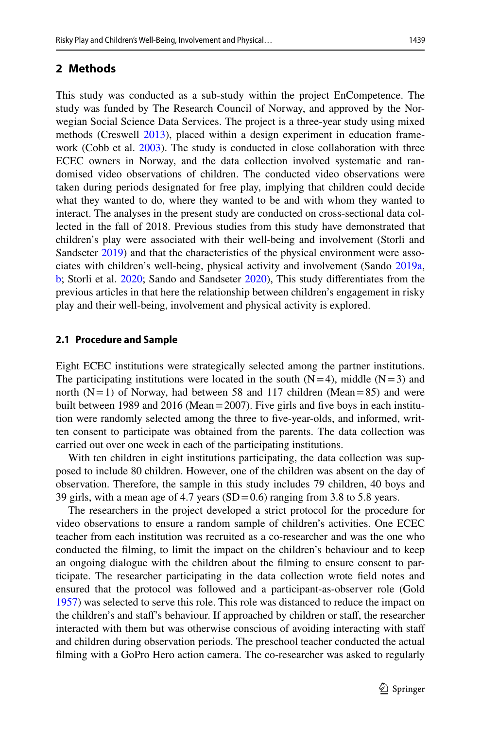## 2 Methods

This study was conducted as a sub-study within the project EnCompetence. The study was funded by The Research Council of Norway, and approved by the Norwegian Social Science Data Services. The project is a three-year study using mixed methods (Creswell 2013), placed within a design experiment in education framework (Cobb et al. 2003). The study is conducted in close collaboration with three ECEC owners in Norway, and the data collection involved systematic and randomised video observations of children. The conducted video observations were taken during periods designated for free play, implying that children could decide what they wanted to do, where they wanted to be and with whom they wanted to interact. The analyses in the present study are conducted on cross-sectional data collected in the fall of 2018. Previous studies from this study have demonstrated that children's play were associated with their well-being and involvement (Storli and Sandseter 2019) and that the characteristics of the physical environment were associates with children's well-being, physical activity and involvement (Sando 2019a, b; Storli et al. 2020; Sando and Sandseter 2020), This study differentiates from the previous articles in that here the relationship between children's engagement in risky play and their well-being, involvement and physical activity is explored.

### 2.1 Procedure and Sample

Eight ECEC institutions were strategically selected among the partner institutions. The participating institutions were located in the south (N = 4), middle (N = 3) and north (N = 1) of Norway, had between 58 and 117 children (Mean = 85) and were built between 1989 and 2016 (Mean = 2007). Five girls and five boys in each institution were randomly selected among the three to five-year-olds, and informed, written consent to participate was obtained from the parents. The data collection was carried out over one week in each of the participating institutions.

With ten children in eight institutions participating, the data collection was supposed to include 80 children. However, one of the children was absent on the day of observation. Therefore, the sample in this study includes 79 children, 40 boys and 39 girls, with a mean age of 4.7 years (SD = 0.6) ranging from 3.8 to 5.8 years.

The researchers in the project developed a strict protocol for the procedure for video observations to ensure a random sample of children's activities. One ECEC teacher from each institution was recruited as a co-researcher and was the one who conducted the filming, to limit the impact on the children's behaviour and to keep an ongoing dialogue with the children about the filming to ensure consent to participate. The researcher participating in the data collection wrote field notes and ensured that the protocol was followed and a participant-as-observer role (Gold 1957) was selected to serve this role. This role was distanced to reduce the impact on the children's and staff's behaviour. If approached by children or staff, the researcher interacted with them but was otherwise conscious of avoiding interacting with staff and children during observation periods. The preschool teacher conducted the actual filming with a GoPro Hero action camera. The co-researcher was asked to regularly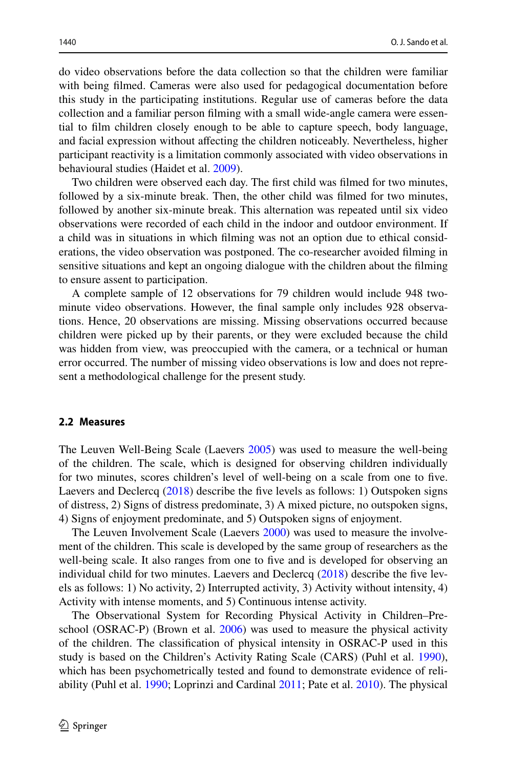do video observations before the data collection so that the children were familiar with being filmed. Cameras were also used for pedagogical documentation before this study in the participating institutions. Regular use of cameras before the data collection and a familiar person filming with a small wide-angle camera were essential to film children closely enough to be able to capture speech, body language, and facial expression without affecting the children noticeably. Nevertheless, higher participant reactivity is a limitation commonly associated with video observations in behavioural studies (Haidet et al. 2009).

Two children were observed each day. The first child was filmed for two minutes, followed by a six-minute break. Then, the other child was filmed for two minutes, followed by another six-minute break. This alternation was repeated until six video observations were recorded of each child in the indoor and outdoor environment. If a child was in situations in which filming was not an option due to ethical considerations, the video observation was postponed. The co-researcher avoided filming in sensitive situations and kept an ongoing dialogue with the children about the filming to ensure assent to participation.

A complete sample of 12 observations for 79 children would include 948 two-minute video observations. However, the final sample only includes 928 observations. Hence, 20 observations are missing. Missing observations occurred because children were picked up by their parents, or they were excluded because the child was hidden from view, was preoccupied with the camera, or a technical or human error occurred. The number of missing video observations is low and does not represent a methodological challenge for the present study.

## 2.2 Measures

The Leuven Well-Being Scale (Laevers 2005) was used to measure the well-being of the children. The scale, which is designed for observing children individually for two minutes, scores children's level of well-being on a scale from one to five. Laevers and Declercq (2018) describe the five levels as follows: 1) Outspoken signs of distress, 2) Signs of distress predominate, 3) A mixed picture, no outspoken signs, 4) Signs of enjoyment predominate, and 5) Outspoken signs of enjoyment.

The Leuven Involvement Scale (Laevers 2000) was used to measure the involvement of the children. This scale is developed by the same group of researchers as the well-being scale. It also ranges from one to five and is developed for observing an individual child for two minutes. Laevers and Declercq (2018) describe the five levels as follows: 1) No activity, 2) Interrupted activity, 3) Activity without intensity, 4) Activity with intense moments, and 5) Continuous intense activity.

The Observational System for Recording Physical Activity in Children–Preschool (OSRAC-P) (Brown et al. 2006) was used to measure the physical activity of the children. The classification of physical intensity in OSRAC-P used in this study is based on the Children's Activity Rating Scale (CARS) (Puhl et al. 1990), which has been psychometrically tested and found to demonstrate evidence of reliability (Puhl et al. 1990; Loprinzi and Cardinal 2011; Pate et al. 2010). The physical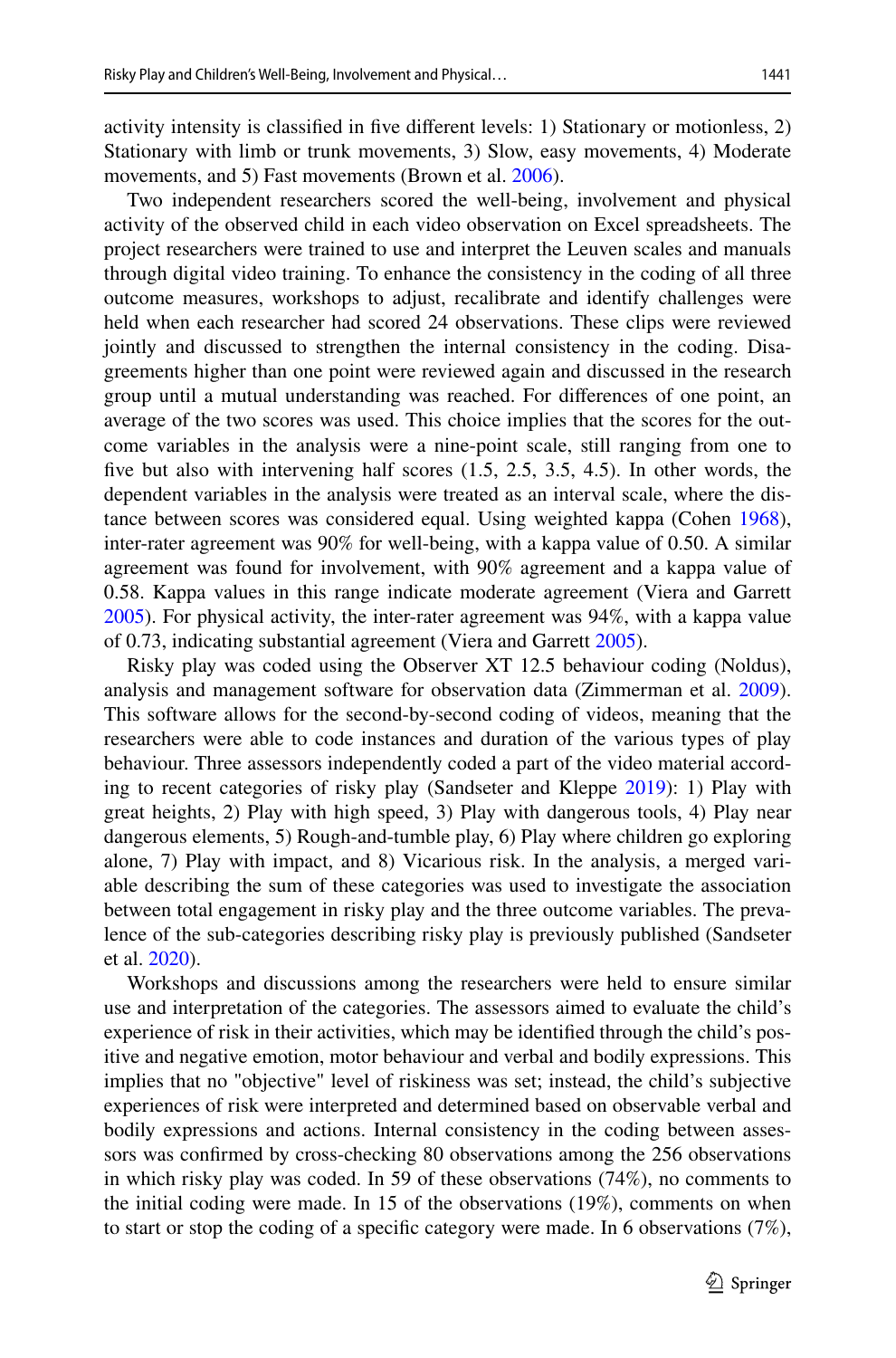activity intensity is classified in five different levels: 1) Stationary or motionless, 2) Stationary with limb or trunk movements, 3) Slow, easy movements, 4) Moderate movements, and 5) Fast movements (Brown et al. 2006).

Two independent researchers scored the well-being, involvement and physical activity of the observed child in each video observation on Excel spreadsheets. The project researchers were trained to use and interpret the Leuven scales and manuals through digital video training. To enhance the consistency in the coding of all three outcome measures, workshops to adjust, recalibrate and identify challenges were held when each researcher had scored 24 observations. These clips were reviewed jointly and discussed to strengthen the internal consistency in the coding. Disagreements higher than one point were reviewed again and discussed in the research group until a mutual understanding was reached. For differences of one point, an average of the two scores was used. This choice implies that the scores for the outcome variables in the analysis were a nine-point scale, still ranging from one to five but also with intervening half scores (1.5, 2.5, 3.5, 4.5). In other words, the dependent variables in the analysis were treated as an interval scale, where the distance between scores was considered equal. Using weighted kappa (Cohen 1968), inter-rater agreement was 90% for well-being, with a kappa value of 0.50. A similar agreement was found for involvement, with 90% agreement and a kappa value of 0.58. Kappa values in this range indicate moderate agreement (Viera and Garrett 2005). For physical activity, the inter-rater agreement was 94%, with a kappa value of 0.73, indicating substantial agreement (Viera and Garrett 2005).

Risky play was coded using the Observer XT 12.5 behaviour coding (Noldus), analysis and management software for observation data (Zimmerman et al. 2009). This software allows for the second-by-second coding of videos, meaning that the researchers were able to code instances and duration of the various types of play behaviour. Three assessors independently coded a part of the video material according to recent categories of risky play (Sandseter and Kleppe 2019): 1) Play with great heights, 2) Play with high speed, 3) Play with dangerous tools, 4) Play near dangerous elements, 5) Rough-and-tumble play, 6) Play where children go exploring alone, 7) Play with impact, and 8) Vicarious risk. In the analysis, a merged variable describing the sum of these categories was used to investigate the association between total engagement in risky play and the three outcome variables. The prevalence of the sub-categories describing risky play is previously published (Sandseter et al. 2020).

Workshops and discussions among the researchers were held to ensure similar use and interpretation of the categories. The assessors aimed to evaluate the child's experience of risk in their activities, which may be identified through the child's positive and negative emotion, motor behaviour and verbal and bodily expressions. This implies that no "objective" level of riskiness was set; instead, the child's subjective experiences of risk were interpreted and determined based on observable verbal and bodily expressions and actions. Internal consistency in the coding between assessors was confirmed by cross-checking 80 observations among the 256 observations in which risky play was coded. In 59 of these observations (74%), no comments to the initial coding were made. In 15 of the observations (19%), comments on when to start or stop the coding of a specific category were made. In 6 observations (7%),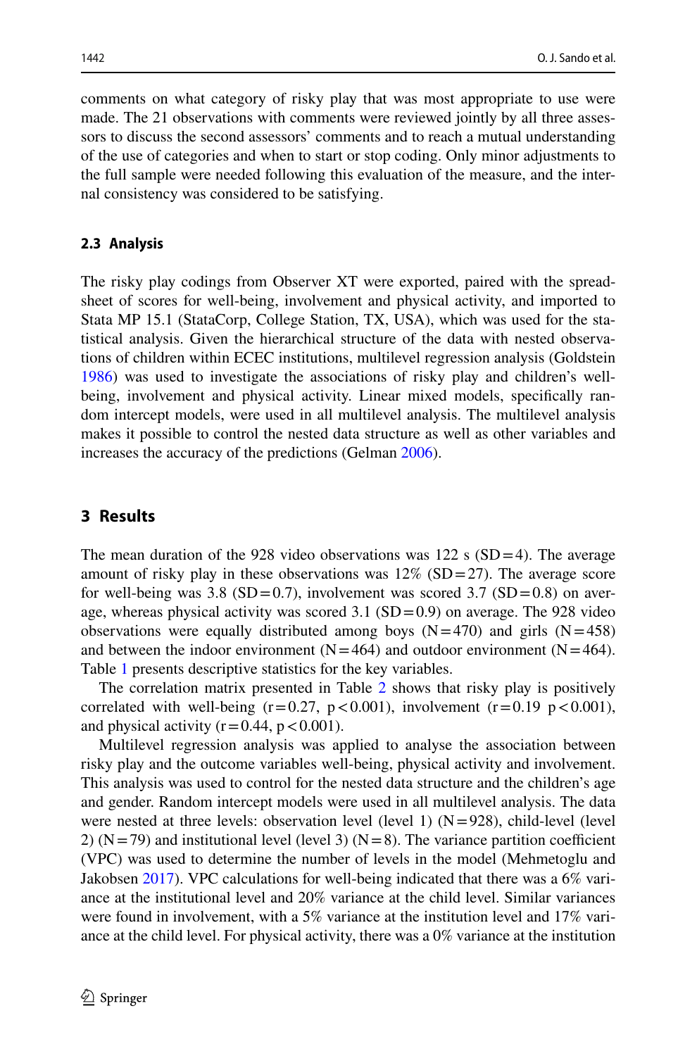comments on what category of risky play that was most appropriate to use were made. The 21 observations with comments were reviewed jointly by all three assessors to discuss the second assessors' comments and to reach a mutual understanding of the use of categories and when to start or stop coding. Only minor adjustments to the full sample were needed following this evaluation of the measure, and the internal consistency was considered to be satisfying.

### 2.3 Analysis

The risky play codings from Observer XT were exported, paired with the spreadsheet of scores for well-being, involvement and physical activity, and imported to Stata MP 15.1 (StataCorp, College Station, TX, USA), which was used for the statistical analysis. Given the hierarchical structure of the data with nested observations of children within ECEC institutions, multilevel regression analysis (Goldstein 1986) was used to investigate the associations of risky play and children's well-being, involvement and physical activity. Linear mixed models, specifically random intercept models, were used in all multilevel analysis. The multilevel analysis makes it possible to control the nested data structure as well as other variables and increases the accuracy of the predictions (Gelman 2006).

## 3 Results

The mean duration of the 928 video observations was 122 s (SD = 4). The average amount of risky play in these observations was 12% (SD = 27). The average score for well-being was 3.8 (SD = 0.7), involvement was scored 3.7 (SD = 0.8) on average, whereas physical activity was scored 3.1 (SD = 0.9) on average. The 928 video observations were equally distributed among boys (N = 470) and girls (N = 458) and between the indoor environment (N = 464) and outdoor environment (N = 464). Table 1 presents descriptive statistics for the key variables.

The correlation matrix presented in Table 2 shows that risky play is positively correlated with well-being ($r = 0.27$, $p < 0.001$), involvement ($r = 0.19$ $p < 0.001$), and physical activity ($r = 0.44$, $p < 0.001$).

Multilevel regression analysis was applied to analyse the association between risky play and the outcome variables well-being, physical activity and involvement. This analysis was used to control for the nested data structure and the children's age and gender. Random intercept models were used in all multilevel analysis. The data were nested at three levels: observation level (level 1) (N = 928), child-level (level 2) (N = 79) and institutional level (level 3) (N = 8). The variance partition coefficient (VPC) was used to determine the number of levels in the model (Mehmetoglu and Jakobsen 2017). VPC calculations for well-being indicated that there was a 6% variance at the institutional level and 20% variance at the child level. Similar variances were found in involvement, with a 5% variance at the institution level and 17% variance at the child level. For physical activity, there was a 0% variance at the institution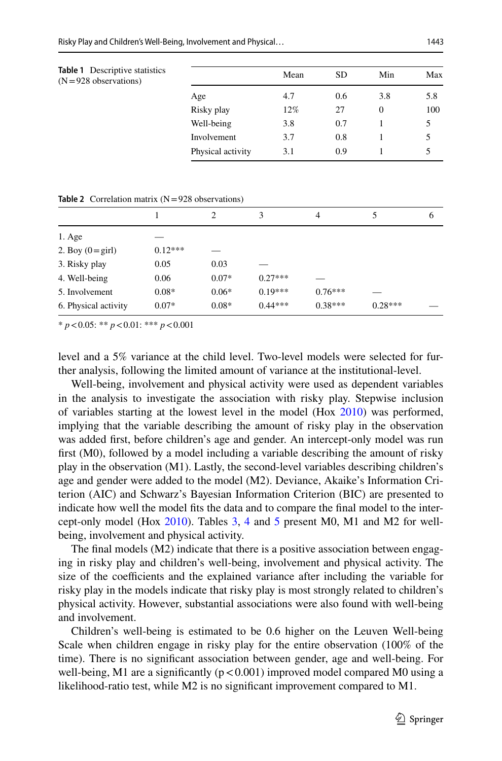**Table 1** Descriptive statistics (N = 928 observations)

| | Mean | SD | Min | Max |
|---|---|---|---|---|
| Age | 4.7 | 0.6 | 3.8 | 5.8 |
| Risky play | 12% | 27 | 0 | 100 |
| Well-being | 3.8 | 0.7 | 1 | 5 |
| Involvement | 3.7 | 0.8 | 1 | 5 |
| Physical activity | 3.1 | 0.9 | 1 | 5 |

**Table 2** Correlation matrix (N = 928 observations)

| | 1 | 2 | 3 | 4 | 5 | 6 |
|---|---|---|---|---|---|---|
| 1. Age | — | | | | | |
| 2. Boy (0 = girl) | 0.12*** | — | | | | |
| 3. Risky play | 0.05 | 0.03 | — | | | |
| 4. Well-being | 0.06 | 0.07* | 0.27*** | — | | |
| 5. Involvement | 0.08* | 0.06* | 0.19*** | 0.76*** | — | |
| 6. Physical activity | 0.07* | 0.08* | 0.44*** | 0.38*** | 0.28*** | — |

* $p < 0.05$: ** $p < 0.01$: *** $p < 0.001$

level and a 5% variance at the child level. Two-level models were selected for further analysis, following the limited amount of variance at the institutional-level.

Well-being, involvement and physical activity were used as dependent variables in the analysis to investigate the association with risky play. Stepwise inclusion of variables starting at the lowest level in the model (Hox 2010) was performed, implying that the variable describing the amount of risky play in the observation was added first, before children's age and gender. An intercept-only model was run first (M0), followed by a model including a variable describing the amount of risky play in the observation (M1). Lastly, the second-level variables describing children's age and gender were added to the model (M2). Deviance, Akaike's Information Criterion (AIC) and Schwarz's Bayesian Information Criterion (BIC) are presented to indicate how well the model fits the data and to compare the final model to the intercept-only model (Hox 2010). Tables 3, 4 and 5 present M0, M1 and M2 for well-being, involvement and physical activity.

The final models (M2) indicate that there is a positive association between engaging in risky play and children's well-being, involvement and physical activity. The size of the coefficients and the explained variance after including the variable for risky play in the models indicate that risky play is most strongly related to children's physical activity. However, substantial associations were also found with well-being and involvement.

Children's well-being is estimated to be 0.6 higher on the Leuven Well-being Scale when children engage in risky play for the entire observation (100% of the time). There is no significant association between gender, age and well-being. For well-being, M1 are a significantly ($p < 0.001$) improved model compared M0 using a likelihood-ratio test, while M2 is no significant improvement compared to M1.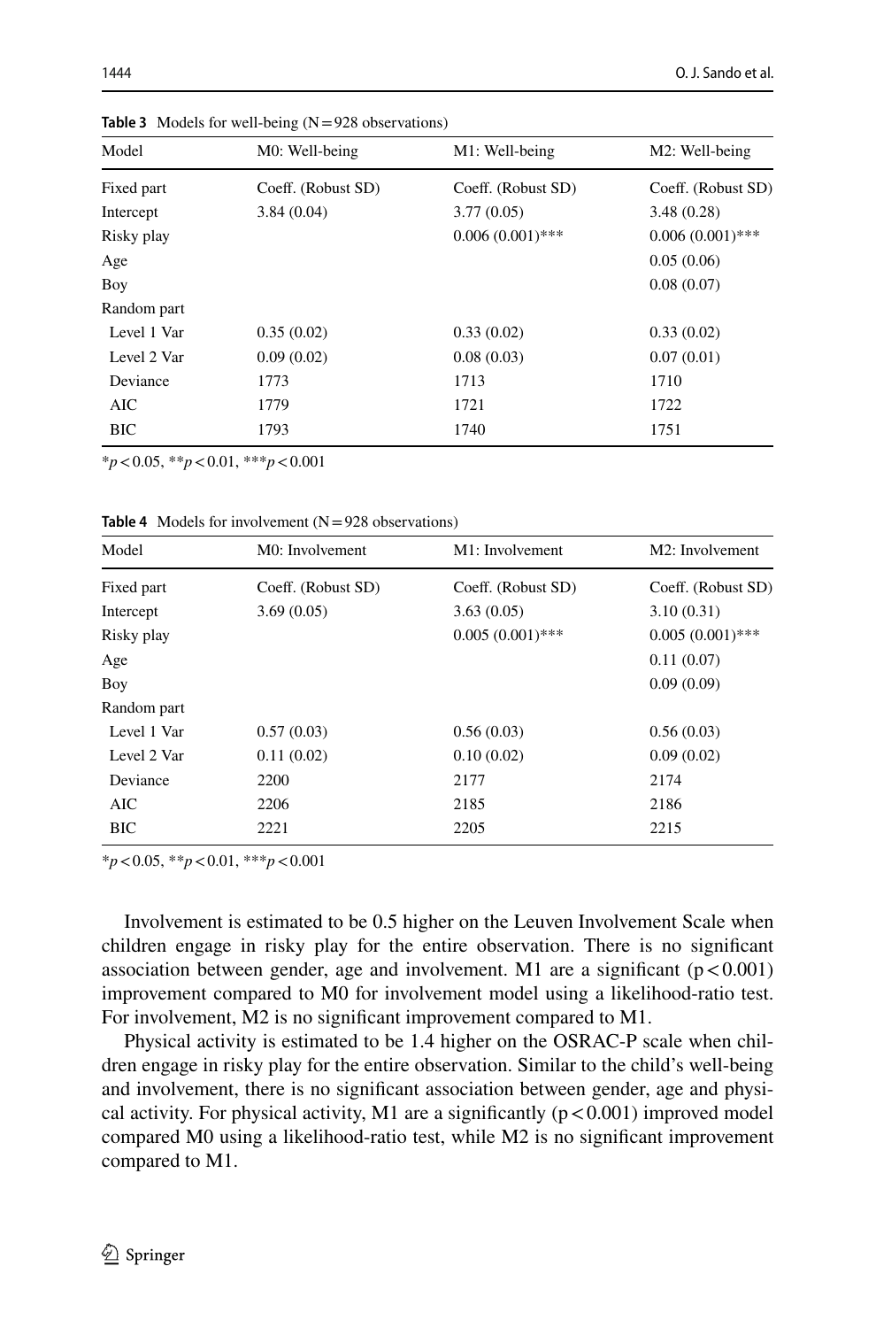**Table 3** Models for well-being (N = 928 observations)

| Model | M0: Well-being | M1: Well-being | M2: Well-being |
|---|---|---|---|
| Fixed part | Coeff. (Robust SD) | Coeff. (Robust SD) | Coeff. (Robust SD) |
| Intercept | 3.84 (0.04) | 3.77 (0.05) | 3.48 (0.28) |
| Risky play | | 0.006 (0.001)*** | 0.006 (0.001)*** |
| Age | | | 0.05 (0.06) |
| Boy | | | 0.08 (0.07) |
| Random part | | | |
| Level 1 Var | 0.35 (0.02) | 0.33 (0.02) | 0.33 (0.02) |
| Level 2 Var | 0.09 (0.02) | 0.08 (0.03) | 0.07 (0.01) |
| Deviance | 1773 | 1713 | 1710 |
| AIC | 1779 | 1721 | 1722 |
| BIC | 1793 | 1740 | 1751 |

$^*p < 0.05$, $^{**}p < 0.01$, $^{***}p < 0.001$

**Table 4** Models for involvement (N = 928 observations)

| Model | M0: Involvement | M1: Involvement | M2: Involvement |
|---|---|---|---|
| Fixed part | Coeff. (Robust SD) | Coeff. (Robust SD) | Coeff. (Robust SD) |
| Intercept | 3.69 (0.05) | 3.63 (0.05) | 3.10 (0.31) |
| Risky play | | 0.005 (0.001)*** | 0.005 (0.001)*** |
| Age | | | 0.11 (0.07) |
| Boy | | | 0.09 (0.09) |
| Random part | | | |
| Level 1 Var | 0.57 (0.03) | 0.56 (0.03) | 0.56 (0.03) |
| Level 2 Var | 0.11 (0.02) | 0.10 (0.02) | 0.09 (0.02) |
| Deviance | 2200 | 2177 | 2174 |
| AIC | 2206 | 2185 | 2186 |
| BIC | 2221 | 2205 | 2215 |

$^*p < 0.05$, $^{**}p < 0.01$, $^{***}p < 0.001$

Involvement is estimated to be 0.5 higher on the Leuven Involvement Scale when children engage in risky play for the entire observation. There is no significant association between gender, age and involvement. M1 are a significant ($p < 0.001$) improvement compared to M0 for involvement model using a likelihood-ratio test. For involvement, M2 is no significant improvement compared to M1.

Physical activity is estimated to be 1.4 higher on the OSRAC-P scale when children engage in risky play for the entire observation. Similar to the child's well-being and involvement, there is no significant association between gender, age and physical activity. For physical activity, M1 are a significantly ($p < 0.001$) improved model compared M0 using a likelihood-ratio test, while M2 is no significant improvement compared to M1.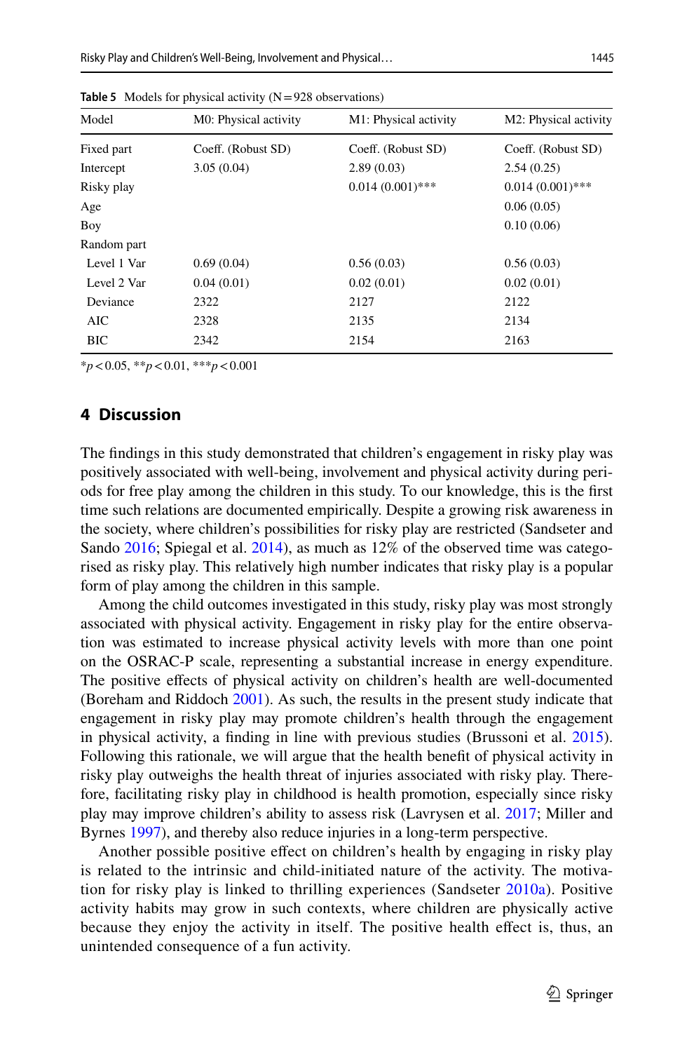**Table 5** Models for physical activity (N = 928 observations)

| Model | M0: Physical activity | M1: Physical activity | M2: Physical activity |
|---|---|---|---|
| Fixed part | Coeff. (Robust SD) | Coeff. (Robust SD) | Coeff. (Robust SD) |
| Intercept | 3.05 (0.04) | 2.89 (0.03) | 2.54 (0.25) |
| Risky play | | 0.014 (0.001)*** | 0.014 (0.001)*** |
| Age | | | 0.06 (0.05) |
| Boy | | | 0.10 (0.06) |
| Random part | | | |
| Level 1 Var | 0.69 (0.04) | 0.56 (0.03) | 0.56 (0.03) |
| Level 2 Var | 0.04 (0.01) | 0.02 (0.01) | 0.02 (0.01) |
| Deviance | 2322 | 2127 | 2122 |
| AIC | 2328 | 2135 | 2134 |
| BIC | 2342 | 2154 | 2163 |

*$p < 0.05$, **$p < 0.01$, ***$p < 0.001$

## 4 Discussion

The findings in this study demonstrated that children's engagement in risky play was positively associated with well-being, involvement and physical activity during periods for free play among the children in this study. To our knowledge, this is the first time such relations are documented empirically. Despite a growing risk awareness in the society, where children's possibilities for risky play are restricted (Sandseter and Sando 2016; Spiegal et al. 2014), as much as 12% of the observed time was categorised as risky play. This relatively high number indicates that risky play is a popular form of play among the children in this sample.

Among the child outcomes investigated in this study, risky play was most strongly associated with physical activity. Engagement in risky play for the entire observation was estimated to increase physical activity levels with more than one point on the OSRAC-P scale, representing a substantial increase in energy expenditure. The positive effects of physical activity on children's health are well-documented (Boreham and Riddoch 2001). As such, the results in the present study indicate that engagement in risky play may promote children's health through the engagement in physical activity, a finding in line with previous studies (Brussoni et al. 2015). Following this rationale, we will argue that the health benefit of physical activity in risky play outweighs the health threat of injuries associated with risky play. Therefore, facilitating risky play in childhood is health promotion, especially since risky play may improve children's ability to assess risk (Lavrysen et al. 2017; Miller and Byrnes 1997), and thereby also reduce injuries in a long-term perspective.

Another possible positive effect on children's health by engaging in risky play is related to the intrinsic and child-initiated nature of the activity. The motivation for risky play is linked to thrilling experiences (Sandseter 2010a). Positive activity habits may grow in such contexts, where children are physically active because they enjoy the activity in itself. The positive health effect is, thus, an unintended consequence of a fun activity.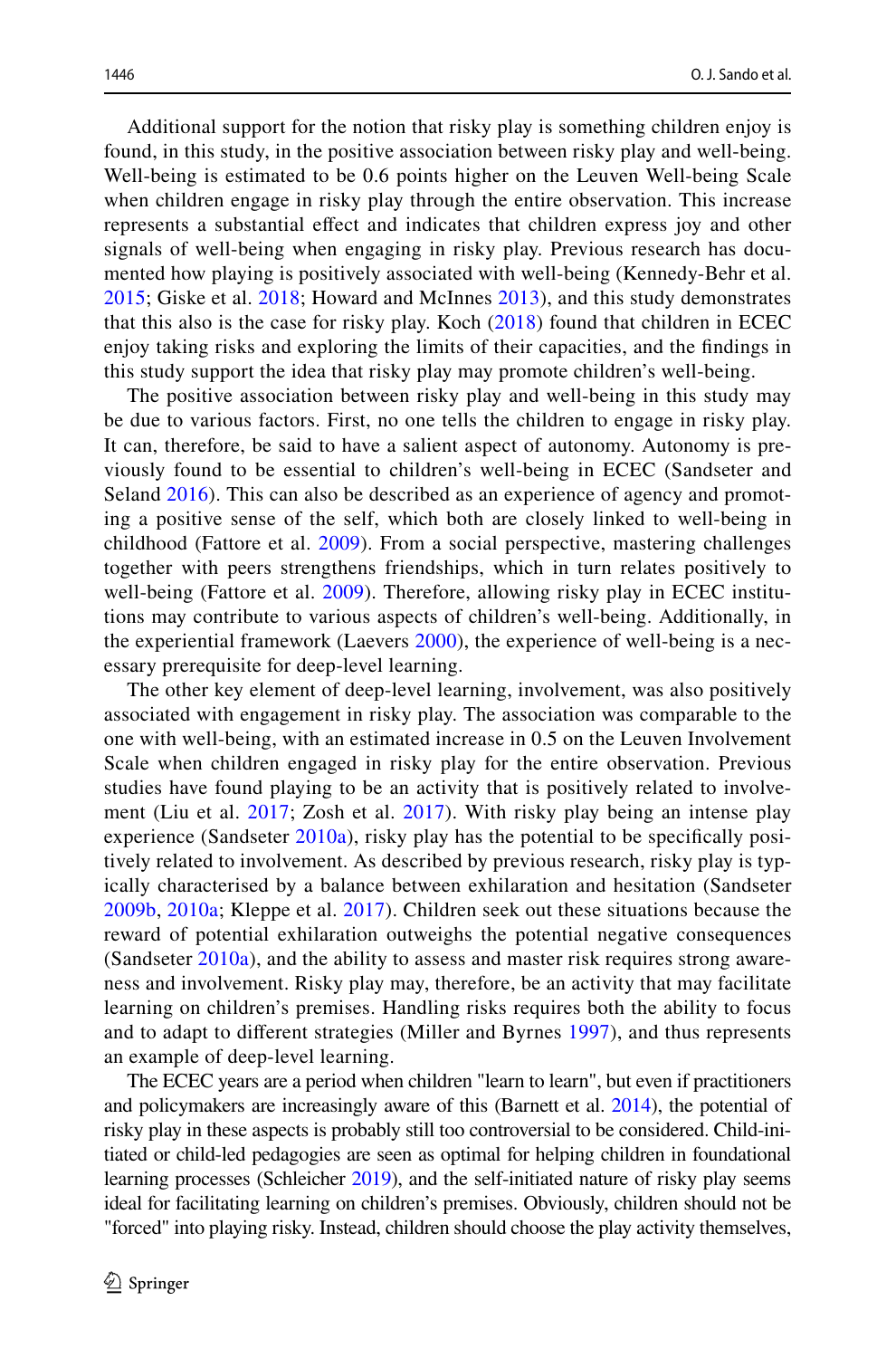Additional support for the notion that risky play is something children enjoy is found, in this study, in the positive association between risky play and well-being. Well-being is estimated to be 0.6 points higher on the Leuven Well-being Scale when children engage in risky play through the entire observation. This increase represents a substantial effect and indicates that children express joy and other signals of well-being when engaging in risky play. Previous research has documented how playing is positively associated with well-being (Kennedy-Behr et al. 2015; Giske et al. 2018; Howard and McInnes 2013), and this study demonstrates that this also is the case for risky play. Koch (2018) found that children in ECEC enjoy taking risks and exploring the limits of their capacities, and the findings in this study support the idea that risky play may promote children's well-being.

The positive association between risky play and well-being in this study may be due to various factors. First, no one tells the children to engage in risky play. It can, therefore, be said to have a salient aspect of autonomy. Autonomy is previously found to be essential to children's well-being in ECEC (Sandseter and Seland 2016). This can also be described as an experience of agency and promoting a positive sense of the self, which both are closely linked to well-being in childhood (Fattore et al. 2009). From a social perspective, mastering challenges together with peers strengthens friendships, which in turn relates positively to well-being (Fattore et al. 2009). Therefore, allowing risky play in ECEC institutions may contribute to various aspects of children's well-being. Additionally, in the experiential framework (Laevers 2000), the experience of well-being is a necessary prerequisite for deep-level learning.

The other key element of deep-level learning, involvement, was also positively associated with engagement in risky play. The association was comparable to the one with well-being, with an estimated increase in 0.5 on the Leuven Involvement Scale when children engaged in risky play for the entire observation. Previous studies have found playing to be an activity that is positively related to involvement (Liu et al. 2017; Zosh et al. 2017). With risky play being an intense play experience (Sandseter 2010a), risky play has the potential to be specifically positively related to involvement. As described by previous research, risky play is typically characterised by a balance between exhilaration and hesitation (Sandseter 2009b, 2010a; Kleppe et al. 2017). Children seek out these situations because the reward of potential exhilaration outweighs the potential negative consequences (Sandseter 2010a), and the ability to assess and master risk requires strong awareness and involvement. Risky play may, therefore, be an activity that may facilitate learning on children's premises. Handling risks requires both the ability to focus and to adapt to different strategies (Miller and Byrnes 1997), and thus represents an example of deep-level learning.

The ECEC years are a period when children "learn to learn", but even if practitioners and policymakers are increasingly aware of this (Barnett et al. 2014), the potential of risky play in these aspects is probably still too controversial to be considered. Child-initiated or child-led pedagogies are seen as optimal for helping children in foundational learning processes (Schleicher 2019), and the self-initiated nature of risky play seems ideal for facilitating learning on children's premises. Obviously, children should not be "forced" into playing risky. Instead, children should choose the play activity themselves,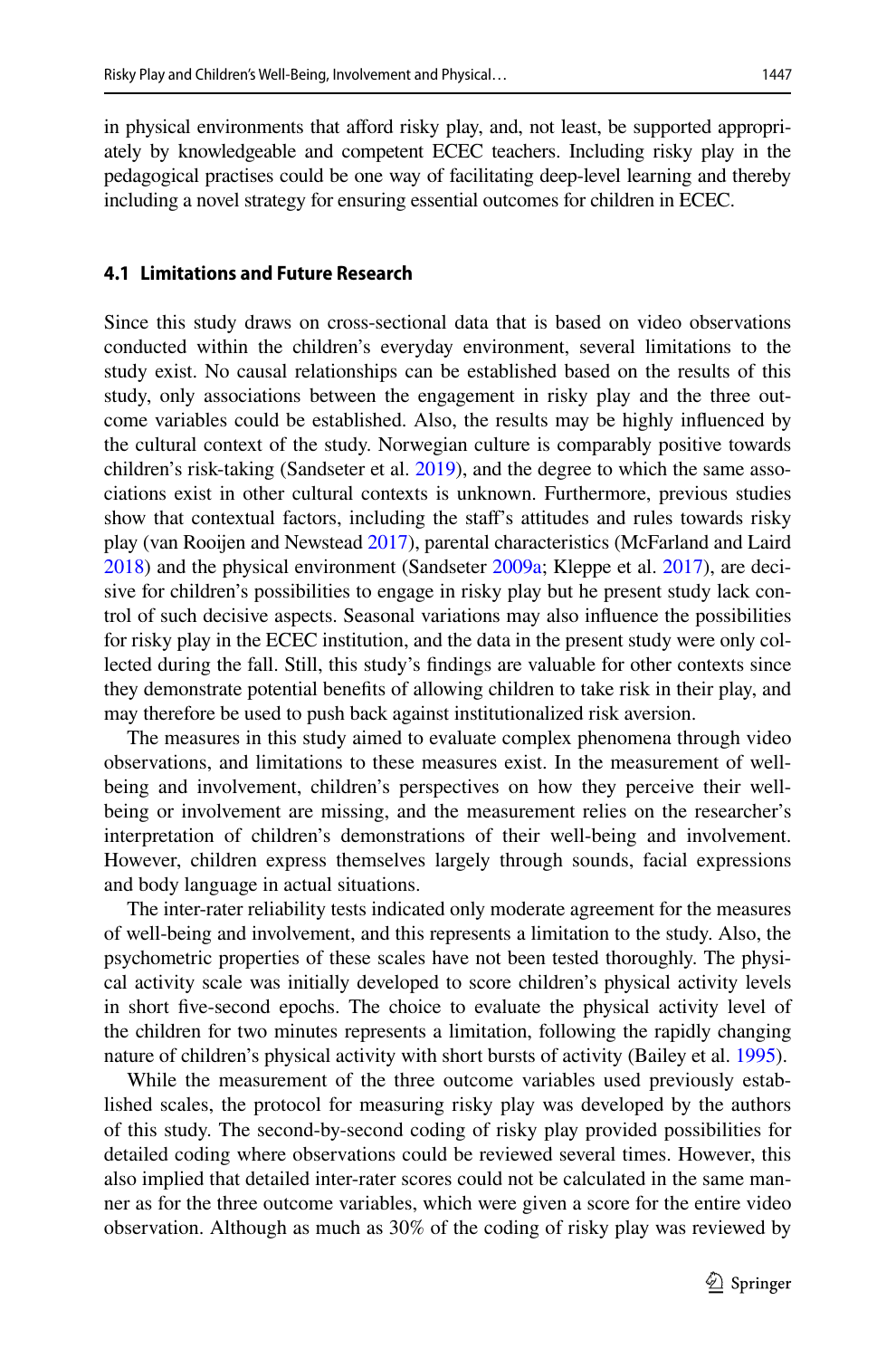in physical environments that afford risky play, and, not least, be supported appropriately by knowledgeable and competent ECEC teachers. Including risky play in the pedagogical practises could be one way of facilitating deep-level learning and thereby including a novel strategy for ensuring essential outcomes for children in ECEC.

### 4.1 Limitations and Future Research

Since this study draws on cross-sectional data that is based on video observations conducted within the children's everyday environment, several limitations to the study exist. No causal relationships can be established based on the results of this study, only associations between the engagement in risky play and the three outcome variables could be established. Also, the results may be highly influenced by the cultural context of the study. Norwegian culture is comparably positive towards children's risk-taking (Sandseter et al. 2019), and the degree to which the same associations exist in other cultural contexts is unknown. Furthermore, previous studies show that contextual factors, including the staff's attitudes and rules towards risky play (van Rooijen and Newstead 2017), parental characteristics (McFarland and Laird 2018) and the physical environment (Sandseter 2009a; Kleppe et al. 2017), are decisive for children's possibilities to engage in risky play but he present study lack control of such decisive aspects. Seasonal variations may also influence the possibilities for risky play in the ECEC institution, and the data in the present study were only collected during the fall. Still, this study's findings are valuable for other contexts since they demonstrate potential benefits of allowing children to take risk in their play, and may therefore be used to push back against institutionalized risk aversion.

The measures in this study aimed to evaluate complex phenomena through video observations, and limitations to these measures exist. In the measurement of well-being and involvement, children's perspectives on how they perceive their well-being or involvement are missing, and the measurement relies on the researcher's interpretation of children's demonstrations of their well-being and involvement. However, children express themselves largely through sounds, facial expressions and body language in actual situations.

The inter-rater reliability tests indicated only moderate agreement for the measures of well-being and involvement, and this represents a limitation to the study. Also, the psychometric properties of these scales have not been tested thoroughly. The physical activity scale was initially developed to score children's physical activity levels in short five-second epochs. The choice to evaluate the physical activity level of the children for two minutes represents a limitation, following the rapidly changing nature of children's physical activity with short bursts of activity (Bailey et al. 1995).

While the measurement of the three outcome variables used previously established scales, the protocol for measuring risky play was developed by the authors of this study. The second-by-second coding of risky play provided possibilities for detailed coding where observations could be reviewed several times. However, this also implied that detailed inter-rater scores could not be calculated in the same manner as for the three outcome variables, which were given a score for the entire video observation. Although as much as 30% of the coding of risky play was reviewed by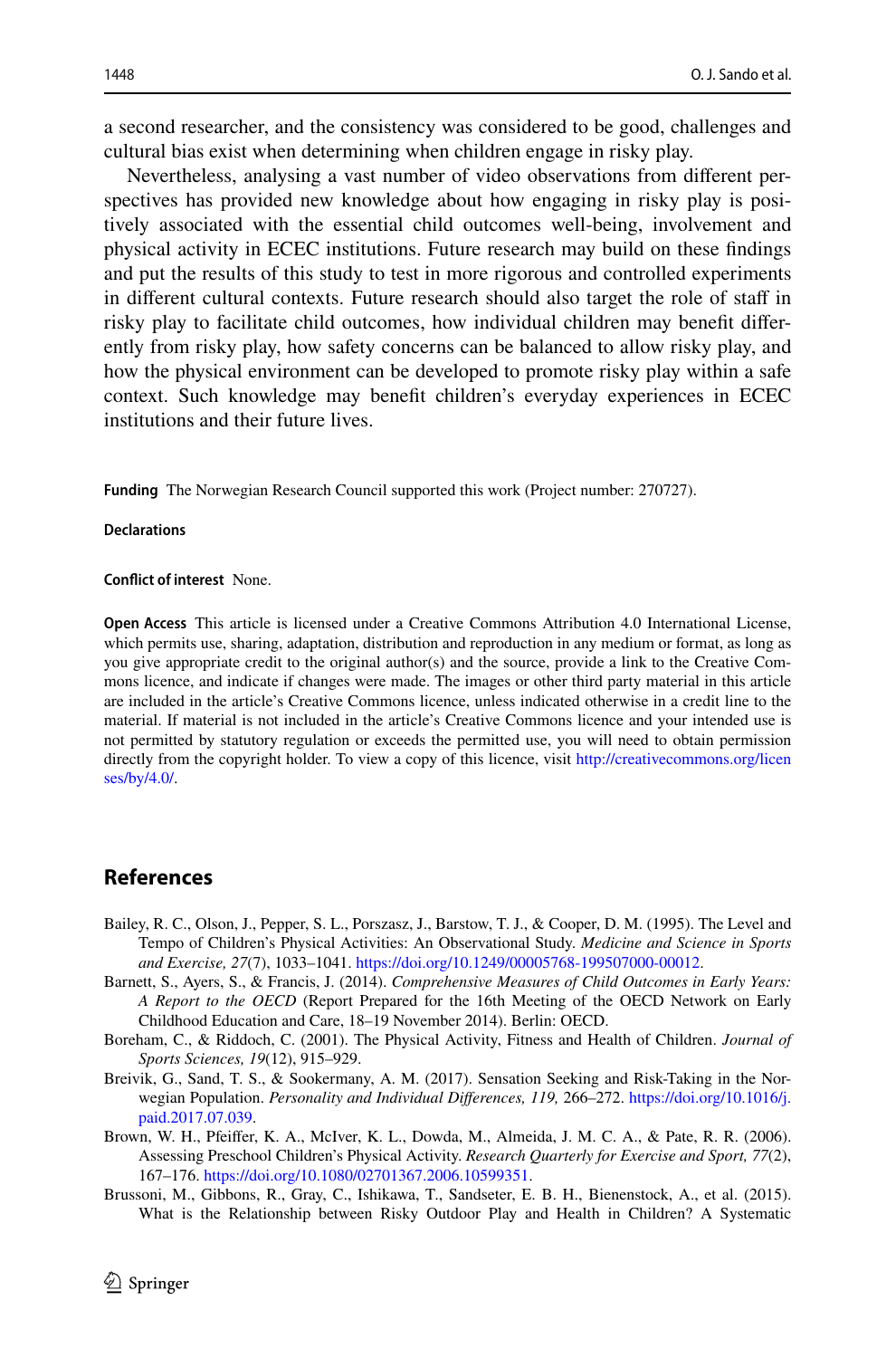a second researcher, and the consistency was considered to be good, challenges and cultural bias exist when determining when children engage in risky play.

Nevertheless, analysing a vast number of video observations from different perspectives has provided new knowledge about how engaging in risky play is positively associated with the essential child outcomes well-being, involvement and physical activity in ECEC institutions. Future research may build on these findings and put the results of this study to test in more rigorous and controlled experiments in different cultural contexts. Future research should also target the role of staff in risky play to facilitate child outcomes, how individual children may benefit differently from risky play, how safety concerns can be balanced to allow risky play, and how the physical environment can be developed to promote risky play within a safe context. Such knowledge may benefit children's everyday experiences in ECEC institutions and their future lives.

**Funding** The Norwegian Research Council supported this work (Project number: 270727).

**Declarations**

**Conflict of interest** None.

**Open Access** This article is licensed under a Creative Commons Attribution 4.0 International License, which permits use, sharing, adaptation, distribution and reproduction in any medium or format, as long as you give appropriate credit to the original author(s) and the source, provide a link to the Creative Commons licence, and indicate if changes were made. The images or other third party material in this article are included in the article's Creative Commons licence, unless indicated otherwise in a credit line to the material. If material is not included in the article's Creative Commons licence and your intended use is not permitted by statutory regulation or exceeds the permitted use, you will need to obtain permission directly from the copyright holder. To view a copy of this licence, visit http://creativecommons.org/licenses/by/4.0/.

## References

Bailey, R. C., Olson, J., Pepper, S. L., Porszasz, J., Barstow, T. J., & Cooper, D. M. (1995). The Level and Tempo of Children's Physical Activities: An Observational Study. *Medicine and Science in Sports and Exercise, 27*(7), 1033–1041. https://doi.org/10.1249/00005768-199507000-00012.

Barnett, S., Ayers, S., & Francis, J. (2014). *Comprehensive Measures of Child Outcomes in Early Years: A Report to the OECD* (Report Prepared for the 16th Meeting of the OECD Network on Early Childhood Education and Care, 18–19 November 2014). Berlin: OECD.

Boreham, C., & Riddoch, C. (2001). The Physical Activity, Fitness and Health of Children. *Journal of Sports Sciences, 19*(12), 915–929.

Breivik, G., Sand, T. S., & Sookermany, A. M. (2017). Sensation Seeking and Risk-Taking in the Norwegian Population. *Personality and Individual Differences, 119,* 266–272. https://doi.org/10.1016/j.paid.2017.07.039.

Brown, W. H., Pfeiffer, K. A., McIver, K. L., Dowda, M., Almeida, J. M. C. A., & Pate, R. R. (2006). Assessing Preschool Children's Physical Activity. *Research Quarterly for Exercise and Sport, 77*(2), 167–176. https://doi.org/10.1080/02701367.2006.10599351.

Brussoni, M., Gibbons, R., Gray, C., Ishikawa, T., Sandseter, E. B. H., Bienenstock, A., et al. (2015). What is the Relationship between Risky Outdoor Play and Health in Children? A Systematic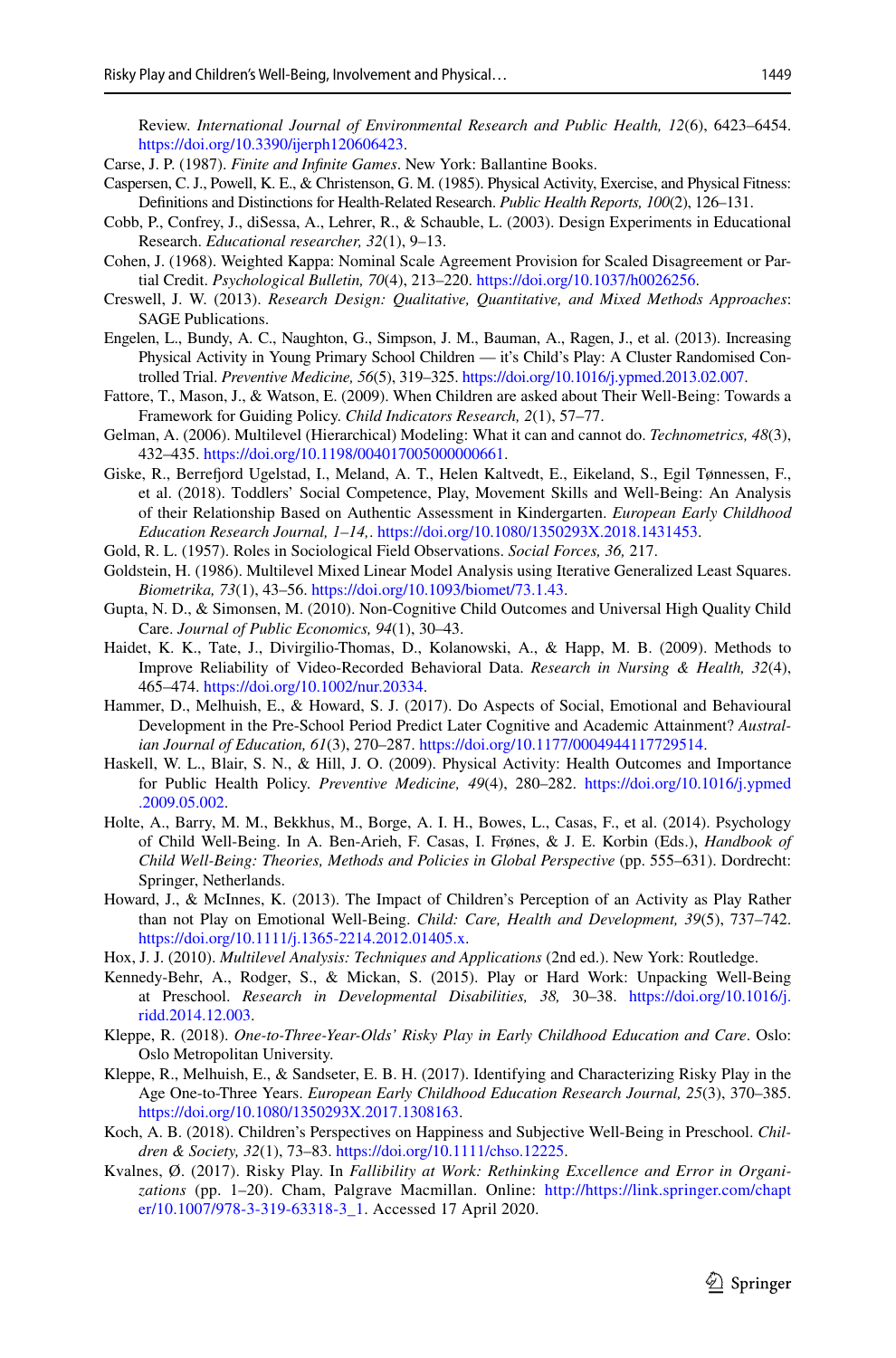Review. *International Journal of Environmental Research and Public Health, 12*(6), 6423–6454. https://doi.org/10.3390/ijerph120606423.

Carse, J. P. (1987). *Finite and Infinite Games*. New York: Ballantine Books.

Caspersen, C. J., Powell, K. E., & Christenson, G. M. (1985). Physical Activity, Exercise, and Physical Fitness: Definitions and Distinctions for Health-Related Research. *Public Health Reports, 100*(2), 126–131.

Cobb, P., Confrey, J., diSessa, A., Lehrer, R., & Schauble, L. (2003). Design Experiments in Educational Research. *Educational researcher, 32*(1), 9–13.

Cohen, J. (1968). Weighted Kappa: Nominal Scale Agreement Provision for Scaled Disagreement or Partial Credit. *Psychological Bulletin, 70*(4), 213–220. https://doi.org/10.1037/h0026256.

Creswell, J. W. (2013). *Research Design: Qualitative, Quantitative, and Mixed Methods Approaches*: SAGE Publications.

Engelen, L., Bundy, A. C., Naughton, G., Simpson, J. M., Bauman, A., Ragen, J., et al. (2013). Increasing Physical Activity in Young Primary School Children — it's Child's Play: A Cluster Randomised Controlled Trial. *Preventive Medicine, 56*(5), 319–325. https://doi.org/10.1016/j.ypmed.2013.02.007.

Fattore, T., Mason, J., & Watson, E. (2009). When Children are asked about Their Well-Being: Towards a Framework for Guiding Policy. *Child Indicators Research, 2*(1), 57–77.

Gelman, A. (2006). Multilevel (Hierarchical) Modeling: What it can and cannot do. *Technometrics, 48*(3), 432–435. https://doi.org/10.1198/004017005000000661.

Giske, R., Berrefjord Ugelstad, I., Meland, A. T., Helen Kaltvedt, E., Eikeland, S., Egil Tønnessen, F., et al. (2018). Toddlers' Social Competence, Play, Movement Skills and Well-Being: An Analysis of their Relationship Based on Authentic Assessment in Kindergarten. *European Early Childhood Education Research Journal, 1–14,*. https://doi.org/10.1080/1350293X.2018.1431453.

Gold, R. L. (1957). Roles in Sociological Field Observations. *Social Forces, 36,* 217.

Goldstein, H. (1986). Multilevel Mixed Linear Model Analysis using Iterative Generalized Least Squares. *Biometrika, 73*(1), 43–56. https://doi.org/10.1093/biomet/73.1.43.

Gupta, N. D., & Simonsen, M. (2010). Non-Cognitive Child Outcomes and Universal High Quality Child Care. *Journal of Public Economics, 94*(1), 30–43.

Haidet, K. K., Tate, J., Divirgilio-Thomas, D., Kolanowski, A., & Happ, M. B. (2009). Methods to Improve Reliability of Video-Recorded Behavioral Data. *Research in Nursing & Health, 32*(4), 465–474. https://doi.org/10.1002/nur.20334.

Hammer, D., Melhuish, E., & Howard, S. J. (2017). Do Aspects of Social, Emotional and Behavioural Development in the Pre-School Period Predict Later Cognitive and Academic Attainment? *Australian Journal of Education, 61*(3), 270–287. https://doi.org/10.1177/0004944117729514.

Haskell, W. L., Blair, S. N., & Hill, J. O. (2009). Physical Activity: Health Outcomes and Importance for Public Health Policy. *Preventive Medicine, 49*(4), 280–282. https://doi.org/10.1016/j.ypmed.2009.05.002.

Holte, A., Barry, M. M., Bekkhus, M., Borge, A. I. H., Bowes, L., Casas, F., et al. (2014). Psychology of Child Well-Being. In A. Ben-Arieh, F. Casas, I. Frønes, & J. E. Korbin (Eds.), *Handbook of Child Well-Being: Theories, Methods and Policies in Global Perspective* (pp. 555–631). Dordrecht: Springer, Netherlands.

Howard, J., & McInnes, K. (2013). The Impact of Children's Perception of an Activity as Play Rather than not Play on Emotional Well-Being. *Child: Care, Health and Development, 39*(5), 737–742. https://doi.org/10.1111/j.1365-2214.2012.01405.x.

Hox, J. J. (2010). *Multilevel Analysis: Techniques and Applications* (2nd ed.). New York: Routledge.

Kennedy-Behr, A., Rodger, S., & Mickan, S. (2015). Play or Hard Work: Unpacking Well-Being at Preschool. *Research in Developmental Disabilities, 38,* 30–38. https://doi.org/10.1016/j.ridd.2014.12.003.

Kleppe, R. (2018). *One-to-Three-Year-Olds' Risky Play in Early Childhood Education and Care*. Oslo: Oslo Metropolitan University.

Kleppe, R., Melhuish, E., & Sandseter, E. B. H. (2017). Identifying and Characterizing Risky Play in the Age One-to-Three Years. *European Early Childhood Education Research Journal, 25*(3), 370–385. https://doi.org/10.1080/1350293X.2017.1308163.

Koch, A. B. (2018). Children's Perspectives on Happiness and Subjective Well-Being in Preschool. *Children & Society, 32*(1), 73–83. https://doi.org/10.1111/chso.12225.

Kvalnes, Ø. (2017). Risky Play. In *Fallibility at Work: Rethinking Excellence and Error in Organizations* (pp. 1–20). Cham, Palgrave Macmillan. Online: http://https://link.springer.com/chapter/10.1007/978-3-319-63318-3_1. Accessed 17 April 2020.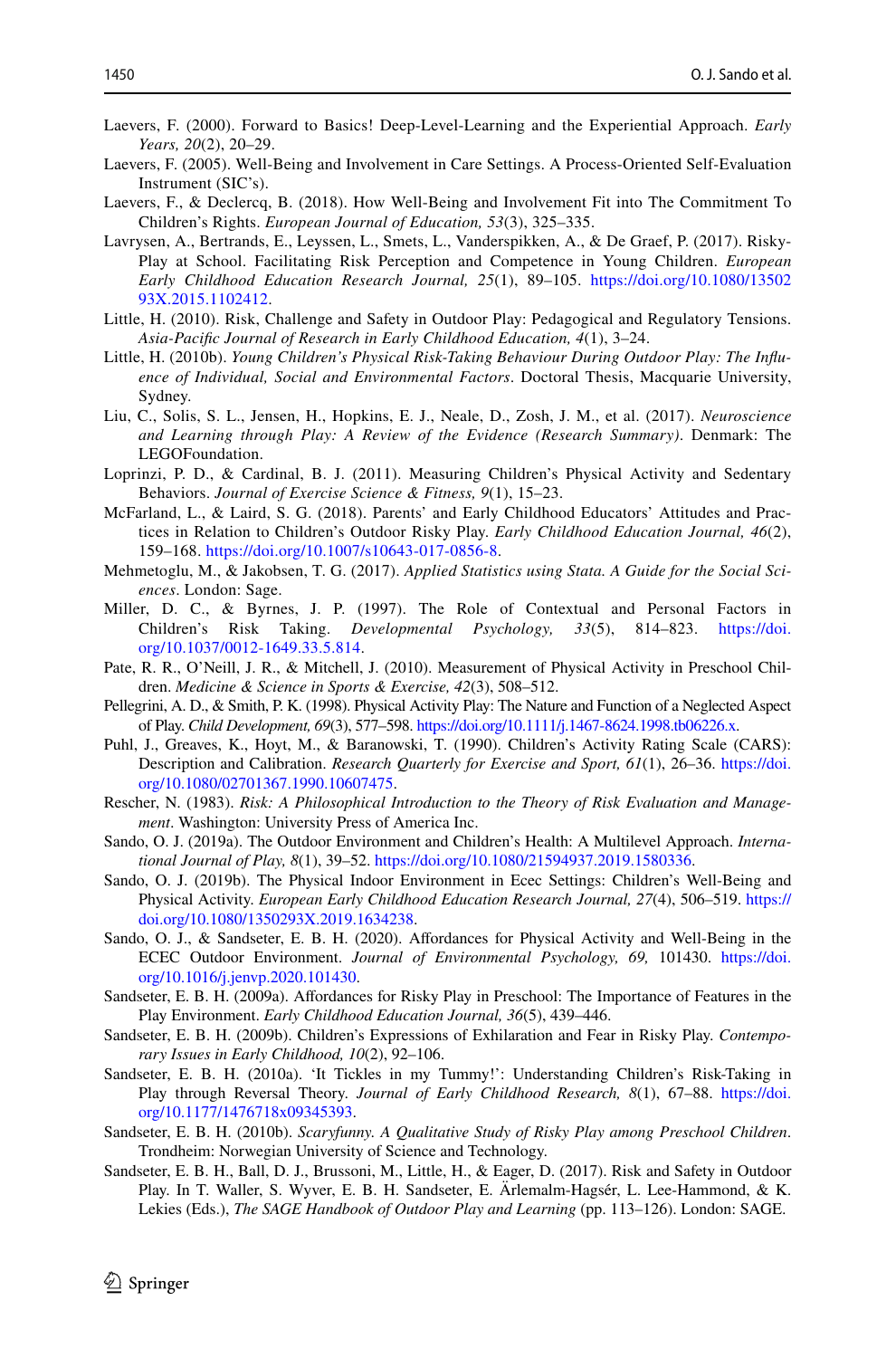Laevers, F. (2000). Forward to Basics! Deep-Level-Learning and the Experiential Approach. *Early Years, 20*(2), 20–29.

Laevers, F. (2005). Well-Being and Involvement in Care Settings. A Process-Oriented Self-Evaluation Instrument (SIC's).

Laevers, F., & Declercq, B. (2018). How Well-Being and Involvement Fit into The Commitment To Children's Rights. *European Journal of Education, 53*(3), 325–335.

Lavrysen, A., Bertrands, E., Leyssen, L., Smets, L., Vanderspikken, A., & De Graef, P. (2017). Risky-Play at School. Facilitating Risk Perception and Competence in Young Children. *European Early Childhood Education Research Journal, 25*(1), 89–105. https://doi.org/10.1080/1350293X.2015.1102412.

Little, H. (2010). Risk, Challenge and Safety in Outdoor Play: Pedagogical and Regulatory Tensions. *Asia-Pacific Journal of Research in Early Childhood Education, 4*(1), 3–24.

Little, H. (2010b). *Young Children's Physical Risk-Taking Behaviour During Outdoor Play: The Influence of Individual, Social and Environmental Factors*. Doctoral Thesis, Macquarie University, Sydney.

Liu, C., Solis, S. L., Jensen, H., Hopkins, E. J., Neale, D., Zosh, J. M., et al. (2017). *Neuroscience and Learning through Play: A Review of the Evidence (Research Summary)*. Denmark: The LEGOFoundation.

Loprinzi, P. D., & Cardinal, B. J. (2011). Measuring Children's Physical Activity and Sedentary Behaviors. *Journal of Exercise Science & Fitness, 9*(1), 15–23.

McFarland, L., & Laird, S. G. (2018). Parents' and Early Childhood Educators' Attitudes and Practices in Relation to Children's Outdoor Risky Play. *Early Childhood Education Journal, 46*(2), 159–168. https://doi.org/10.1007/s10643-017-0856-8.

Mehmetoglu, M., & Jakobsen, T. G. (2017). *Applied Statistics using Stata. A Guide for the Social Sciences*. London: Sage.

Miller, D. C., & Byrnes, J. P. (1997). The Role of Contextual and Personal Factors in Children's Risk Taking. *Developmental Psychology, 33*(5), 814–823. https://doi.org/10.1037/0012-1649.33.5.814.

Pate, R. R., O'Neill, J. R., & Mitchell, J. (2010). Measurement of Physical Activity in Preschool Children. *Medicine & Science in Sports & Exercise, 42*(3), 508–512.

Pellegrini, A. D., & Smith, P. K. (1998). Physical Activity Play: The Nature and Function of a Neglected Aspect of Play. *Child Development, 69*(3), 577–598. https://doi.org/10.1111/j.1467-8624.1998.tb06226.x.

Puhl, J., Greaves, K., Hoyt, M., & Baranowski, T. (1990). Children's Activity Rating Scale (CARS): Description and Calibration. *Research Quarterly for Exercise and Sport, 61*(1), 26–36. https://doi.org/10.1080/02701367.1990.10607475.

Rescher, N. (1983). *Risk: A Philosophical Introduction to the Theory of Risk Evaluation and Management*. Washington: University Press of America Inc.

Sando, O. J. (2019a). The Outdoor Environment and Children's Health: A Multilevel Approach. *International Journal of Play, 8*(1), 39–52. https://doi.org/10.1080/21594937.2019.1580336.

Sando, O. J. (2019b). The Physical Indoor Environment in Ecec Settings: Children's Well-Being and Physical Activity. *European Early Childhood Education Research Journal, 27*(4), 506–519. https://doi.org/10.1080/1350293X.2019.1634238.

Sando, O. J., & Sandseter, E. B. H. (2020). Affordances for Physical Activity and Well-Being in the ECEC Outdoor Environment. *Journal of Environmental Psychology, 69*, 101430. https://doi.org/10.1016/j.jenvp.2020.101430.

Sandseter, E. B. H. (2009a). Affordances for Risky Play in Preschool: The Importance of Features in the Play Environment. *Early Childhood Education Journal, 36*(5), 439–446.

Sandseter, E. B. H. (2009b). Children's Expressions of Exhilaration and Fear in Risky Play. *Contemporary Issues in Early Childhood, 10*(2), 92–106.

Sandseter, E. B. H. (2010a). 'It Tickles in my Tummy!': Understanding Children's Risk-Taking in Play through Reversal Theory. *Journal of Early Childhood Research, 8*(1), 67–88. https://doi.org/10.1177/1476718x09345393.

Sandseter, E. B. H. (2010b). *Scaryfunny. A Qualitative Study of Risky Play among Preschool Children*. Trondheim: Norwegian University of Science and Technology.

Sandseter, E. B. H., Ball, D. J., Brussoni, M., Little, H., & Eager, D. (2017). Risk and Safety in Outdoor Play. In T. Waller, S. Wyver, E. B. H. Sandseter, E. Ärlemalm-Hagsér, L. Lee-Hammond, & K. Lekies (Eds.), *The SAGE Handbook of Outdoor Play and Learning* (pp. 113–126). London: SAGE.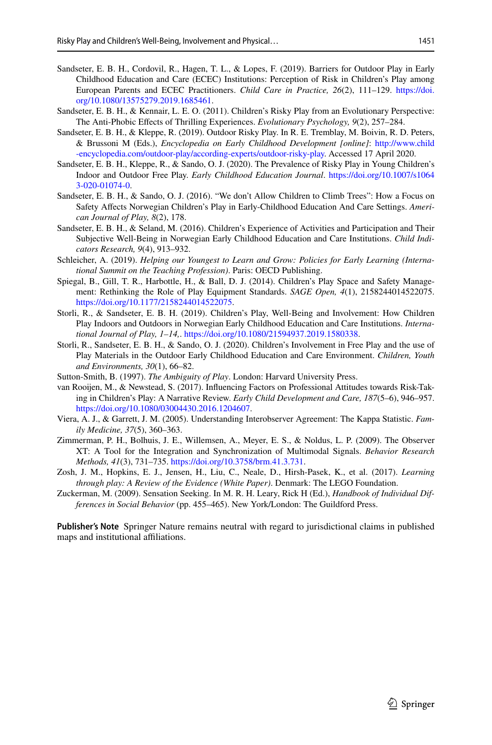Sandseter, E. B. H., Cordovil, R., Hagen, T. L., & Lopes, F. (2019). Barriers for Outdoor Play in Early Childhood Education and Care (ECEC) Institutions: Perception of Risk in Children's Play among European Parents and ECEC Practitioners. *Child Care in Practice, 26*(2), 111–129. https://doi.org/10.1080/13575279.2019.1685461.

Sandseter, E. B. H., & Kennair, L. E. O. (2011). Children's Risky Play from an Evolutionary Perspective: The Anti-Phobic Effects of Thrilling Experiences. *Evolutionary Psychology, 9*(2), 257–284.

Sandseter, E. B. H., & Kleppe, R. (2019). Outdoor Risky Play. In R. E. Tremblay, M. Boivin, R. D. Peters, & Brussoni M (Eds.), *Encyclopedia on Early Childhood Development [online]*: http://www.child-encyclopedia.com/outdoor-play/according-experts/outdoor-risky-play. Accessed 17 April 2020.

Sandseter, E. B. H., Kleppe, R., & Sando, O. J. (2020). The Prevalence of Risky Play in Young Children's Indoor and Outdoor Free Play. *Early Childhood Education Journal*. https://doi.org/10.1007/s10643-020-01074-0.

Sandseter, E. B. H., & Sando, O. J. (2016). "We don't Allow Children to Climb Trees": How a Focus on Safety Affects Norwegian Children's Play in Early-Childhood Education And Care Settings. *American Journal of Play, 8*(2), 178.

Sandseter, E. B. H., & Seland, M. (2016). Children's Experience of Activities and Participation and Their Subjective Well-Being in Norwegian Early Childhood Education and Care Institutions. *Child Indicators Research, 9*(4), 913–932.

Schleicher, A. (2019). *Helping our Youngest to Learn and Grow: Policies for Early Learning (International Summit on the Teaching Profession)*. Paris: OECD Publishing.

Spiegal, B., Gill, T. R., Harbottle, H., & Ball, D. J. (2014). Children's Play Space and Safety Management: Rethinking the Role of Play Equipment Standards. *SAGE Open, 4*(1), 2158244014522075. https://doi.org/10.1177/2158244014522075.

Storli, R., & Sandseter, E. B. H. (2019). Children's Play, Well-Being and Involvement: How Children Play Indoors and Outdoors in Norwegian Early Childhood Education and Care Institutions. *International Journal of Play, 1–14,*. https://doi.org/10.1080/21594937.2019.1580338.

Storli, R., Sandseter, E. B. H., & Sando, O. J. (2020). Children's Involvement in Free Play and the use of Play Materials in the Outdoor Early Childhood Education and Care Environment. *Children, Youth and Environments, 30*(1), 66–82.

Sutton-Smith, B. (1997). *The Ambiguity of Play*. London: Harvard University Press.

van Rooijen, M., & Newstead, S. (2017). Influencing Factors on Professional Attitudes towards Risk-Taking in Children's Play: A Narrative Review. *Early Child Development and Care, 187*(5–6), 946–957. https://doi.org/10.1080/03004430.2016.1204607.

Viera, A. J., & Garrett, J. M. (2005). Understanding Interobserver Agreement: The Kappa Statistic. *Family Medicine, 37*(5), 360–363.

Zimmerman, P. H., Bolhuis, J. E., Willemsen, A., Meyer, E. S., & Noldus, L. P. (2009). The Observer XT: A Tool for the Integration and Synchronization of Multimodal Signals. *Behavior Research Methods, 41*(3), 731–735. https://doi.org/10.3758/brm.41.3.731.

Zosh, J. M., Hopkins, E. J., Jensen, H., Liu, C., Neale, D., Hirsh-Pasek, K., et al. (2017). *Learning through play: A Review of the Evidence (White Paper)*. Denmark: The LEGO Foundation.

Zuckerman, M. (2009). Sensation Seeking. In M. R. H. Leary, Rick H (Ed.), *Handbook of Individual Differences in Social Behavior* (pp. 455–465). New York/London: The Guildford Press.

**Publisher's Note** Springer Nature remains neutral with regard to jurisdictional claims in published maps and institutional affiliations.